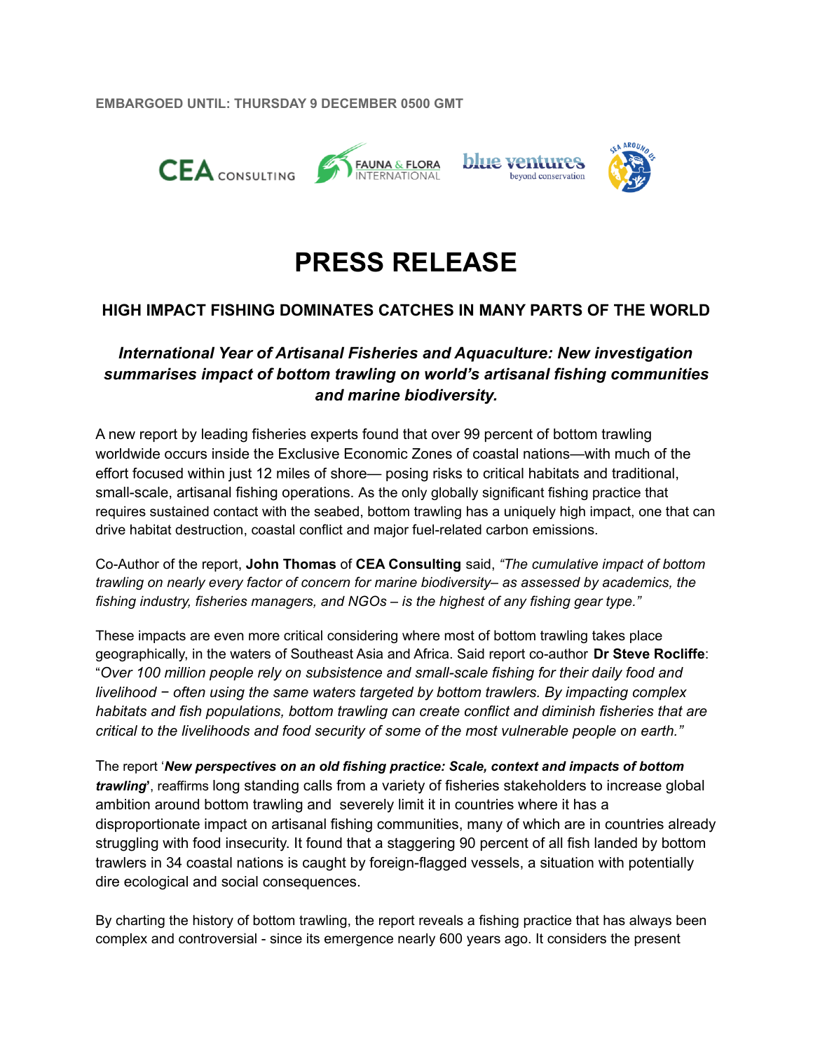EMBARGOED UNTIL: THURSDAY 9 DECEMBER 0500 GMT

# PRESS RELEASE

## HIGH IMPACT FISHING DOMINATES CATCHES IN MANY PARTS OF THE WORLD

### *International Year of Artisanal Fisheries and Aquaculture: New investigation summarises impact of bottom trawling on world's artisanal fishing communities and marine biodiversity.*

A new report by leading fisheries experts found that over 99 percent of bottom trawling worldwide occurs inside the Exclusive Economic Zones of coastal nations—with much of the effort focused within just 12 miles of shore— posing risks to critical habitats and traditional, small-scale, artisanal fishing operations. As the only globally significant fishing practice that requires sustained contact with the seabed, bottom trawling has a uniquely high impact, one that can drive habitat destruction, coastal conflict and major fuel-related carbon emissions.

Co-Author of the report, **John Thomas** of **CEA Consulting** said, *"The cumulative impact of bottom trawling on nearly every factor of concern for marine biodiversity– as assessed by academics, the fishing industry, fisheries managers, and NGOs – is the highest of any fishing gear type."*

These impacts are even more critical considering where most of bottom trawling takes place geographically, in the waters of Southeast Asia and Africa. Said report co-author **Dr Steve Rocliffe**: "*Over 100 million people rely on subsistence and small-scale fishing for their daily food and livelihood − often using the same waters targeted by bottom trawlers. By impacting complex habitats and fish populations, bottom trawling can create conflict and diminish fisheries that are critical to the livelihoods and food security of some of the most vulnerable people on earth."*

The report '***New perspectives on an old fishing practice: Scale, context and impacts of bottom trawling***', reaffirms long standing calls from a variety of fisheries stakeholders to increase global ambition around bottom trawling and severely limit it in countries where it has a disproportionate impact on artisanal fishing communities, many of which are in countries already struggling with food insecurity. It found that a staggering 90 percent of all fish landed by bottom trawlers in 34 coastal nations is caught by foreign-flagged vessels, a situation with potentially dire ecological and social consequences.

By charting the history of bottom trawling, the report reveals a fishing practice that has always been complex and controversial - since its emergence nearly 600 years ago. It considers the present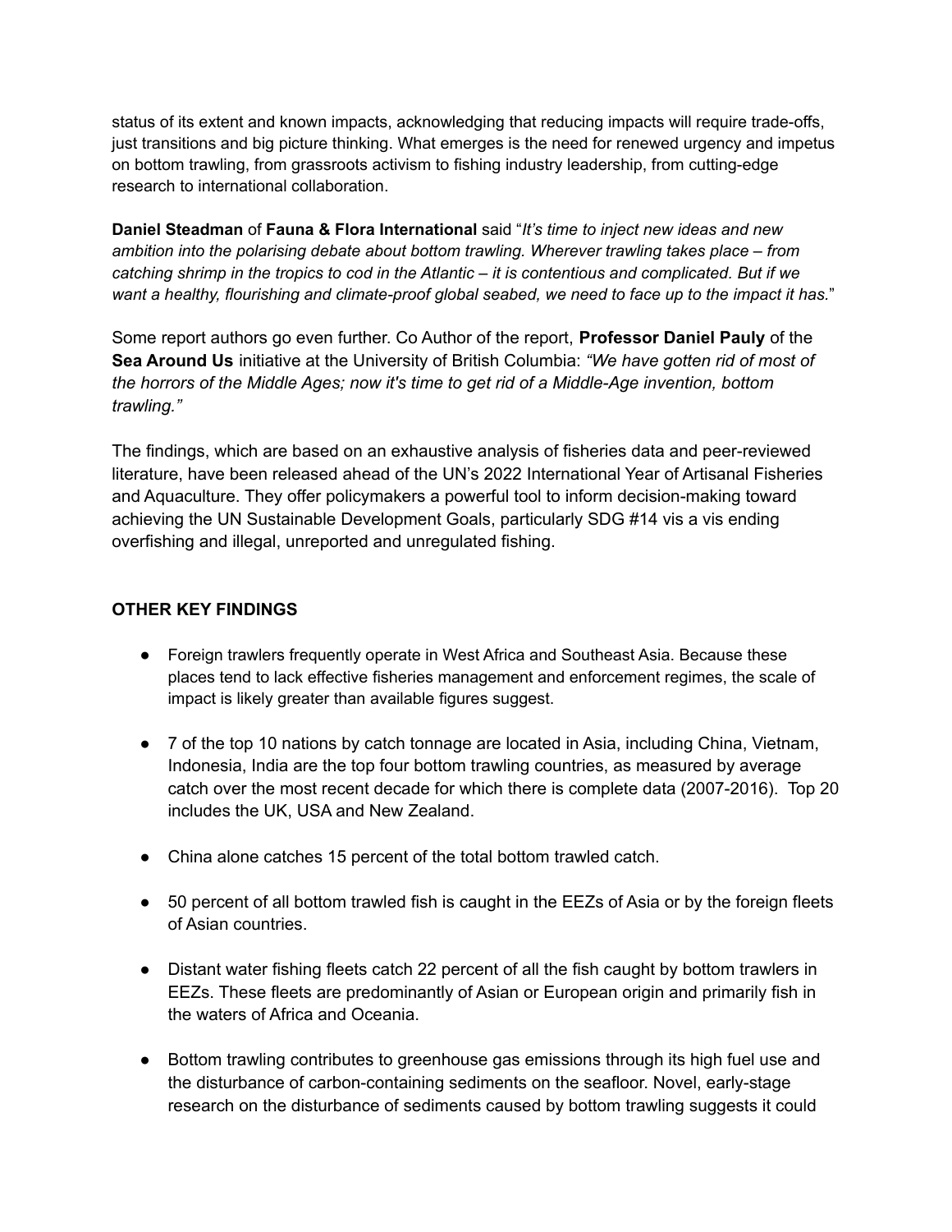status of its extent and known impacts, acknowledging that reducing impacts will require trade-offs, just transitions and big picture thinking. What emerges is the need for renewed urgency and impetus on bottom trawling, from grassroots activism to fishing industry leadership, from cutting-edge research to international collaboration.

**Daniel Steadman** of **Fauna & Flora International** said "*It's time to inject new ideas and new ambition into the polarising debate about bottom trawling. Wherever trawling takes place – from catching shrimp in the tropics to cod in the Atlantic – it is contentious and complicated. But if we want a healthy, flourishing and climate-proof global seabed, we need to face up to the impact it has.*"

Some report authors go even further. Co Author of the report, **Professor Daniel Pauly** of the **Sea Around Us** initiative at the University of British Columbia: *"We have gotten rid of most of the horrors of the Middle Ages; now it's time to get rid of a Middle-Age invention, bottom trawling."*

The findings, which are based on an exhaustive analysis of fisheries data and peer-reviewed literature, have been released ahead of the UN's 2022 International Year of Artisanal Fisheries and Aquaculture. They offer policymakers a powerful tool to inform decision-making toward achieving the UN Sustainable Development Goals, particularly SDG #14 vis a vis ending overfishing and illegal, unreported and unregulated fishing.

## OTHER KEY FINDINGS

- Foreign trawlers frequently operate in West Africa and Southeast Asia. Because these places tend to lack effective fisheries management and enforcement regimes, the scale of impact is likely greater than available figures suggest.
- 7 of the top 10 nations by catch tonnage are located in Asia, including China, Vietnam, Indonesia, India are the top four bottom trawling countries, as measured by average catch over the most recent decade for which there is complete data (2007-2016). Top 20 includes the UK, USA and New Zealand.
- China alone catches 15 percent of the total bottom trawled catch.
- 50 percent of all bottom trawled fish is caught in the EEZs of Asia or by the foreign fleets of Asian countries.
- Distant water fishing fleets catch 22 percent of all the fish caught by bottom trawlers in EEZs. These fleets are predominantly of Asian or European origin and primarily fish in the waters of Africa and Oceania.
- Bottom trawling contributes to greenhouse gas emissions through its high fuel use and the disturbance of carbon-containing sediments on the seafloor. Novel, early-stage research on the disturbance of sediments caused by bottom trawling suggests it could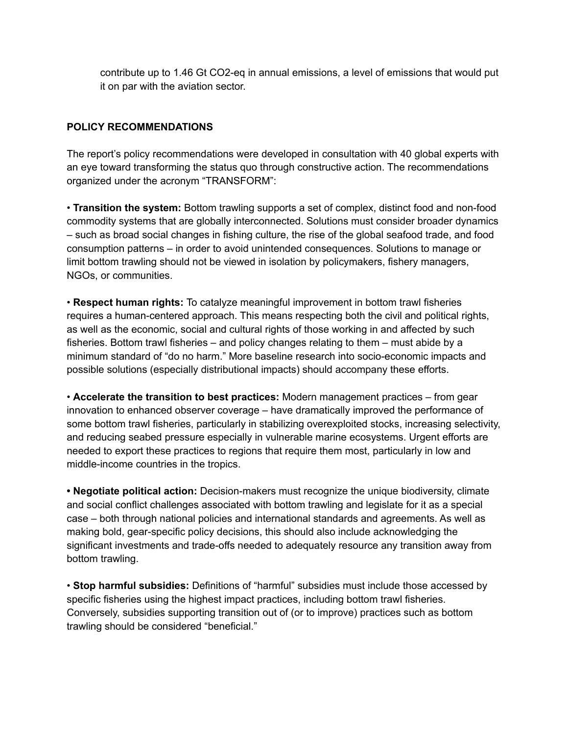contribute up to 1.46 Gt $CO_2$-eq in annual emissions, a level of emissions that would put it on par with the aviation sector.

## POLICY RECOMMENDATIONS

The report's policy recommendations were developed in consultation with 40 global experts with an eye toward transforming the status quo through constructive action. The recommendations organized under the acronym "TRANSFORM":

- **Transition the system:** Bottom trawling supports a set of complex, distinct food and non-food commodity systems that are globally interconnected. Solutions must consider broader dynamics – such as broad social changes in fishing culture, the rise of the global seafood trade, and food consumption patterns – in order to avoid unintended consequences. Solutions to manage or limit bottom trawling should not be viewed in isolation by policymakers, fishery managers, NGOs, or communities.

- **Respect human rights:** To catalyze meaningful improvement in bottom trawl fisheries requires a human-centered approach. This means respecting both the civil and political rights, as well as the economic, social and cultural rights of those working in and affected by such fisheries. Bottom trawl fisheries – and policy changes relating to them – must abide by a minimum standard of "do no harm." More baseline research into socio-economic impacts and possible solutions (especially distributional impacts) should accompany these efforts.

- **Accelerate the transition to best practices:** Modern management practices – from gear innovation to enhanced observer coverage – have dramatically improved the performance of some bottom trawl fisheries, particularly in stabilizing overexploited stocks, increasing selectivity, and reducing seabed pressure especially in vulnerable marine ecosystems. Urgent efforts are needed to export these practices to regions that require them most, particularly in low and middle-income countries in the tropics.

- **Negotiate political action:** Decision-makers must recognize the unique biodiversity, climate and social conflict challenges associated with bottom trawling and legislate for it as a special case – both through national policies and international standards and agreements. As well as making bold, gear-specific policy decisions, this should also include acknowledging the significant investments and trade-offs needed to adequately resource any transition away from bottom trawling.

- **Stop harmful subsidies:** Definitions of "harmful" subsidies must include those accessed by specific fisheries using the highest impact practices, including bottom trawl fisheries. Conversely, subsidies supporting transition out of (or to improve) practices such as bottom trawling should be considered "beneficial."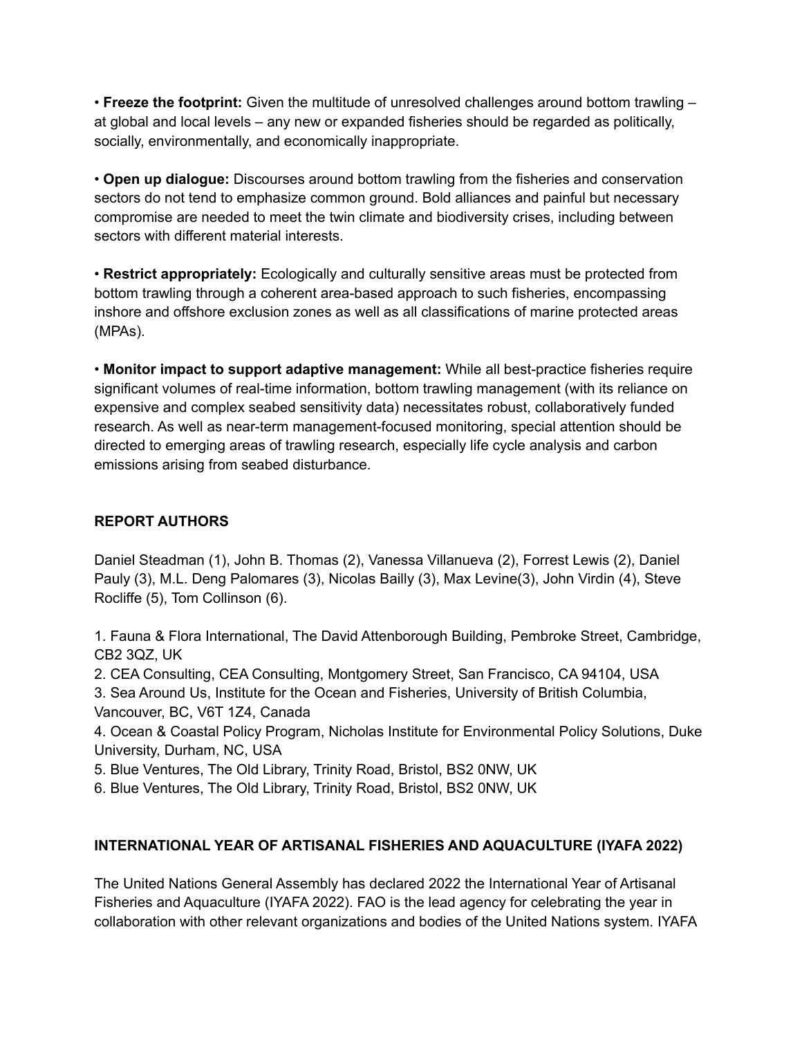• **Freeze the footprint:** Given the multitude of unresolved challenges around bottom trawling – at global and local levels – any new or expanded fisheries should be regarded as politically, socially, environmentally, and economically inappropriate.

• **Open up dialogue:** Discourses around bottom trawling from the fisheries and conservation sectors do not tend to emphasize common ground. Bold alliances and painful but necessary compromise are needed to meet the twin climate and biodiversity crises, including between sectors with different material interests.

• **Restrict appropriately:** Ecologically and culturally sensitive areas must be protected from bottom trawling through a coherent area-based approach to such fisheries, encompassing inshore and offshore exclusion zones as well as all classifications of marine protected areas (MPAs).

• **Monitor impact to support adaptive management:** While all best-practice fisheries require significant volumes of real-time information, bottom trawling management (with its reliance on expensive and complex seabed sensitivity data) necessitates robust, collaboratively funded research. As well as near-term management-focused monitoring, special attention should be directed to emerging areas of trawling research, especially life cycle analysis and carbon emissions arising from seabed disturbance.

## REPORT AUTHORS

Daniel Steadman (1), John B. Thomas (2), Vanessa Villanueva (2), Forrest Lewis (2), Daniel Pauly (3), M.L. Deng Palomares (3), Nicolas Bailly (3), Max Levine(3), John Virdin (4), Steve Rocliffe (5), Tom Collinson (6).

1. Fauna & Flora International, The David Attenborough Building, Pembroke Street, Cambridge, CB2 3QZ, UK
2. CEA Consulting, CEA Consulting, Montgomery Street, San Francisco, CA 94104, USA
3. Sea Around Us, Institute for the Ocean and Fisheries, University of British Columbia, Vancouver, BC, V6T 1Z4, Canada
4. Ocean & Coastal Policy Program, Nicholas Institute for Environmental Policy Solutions, Duke University, Durham, NC, USA
5. Blue Ventures, The Old Library, Trinity Road, Bristol, BS2 0NW, UK
6. Blue Ventures, The Old Library, Trinity Road, Bristol, BS2 0NW, UK

## INTERNATIONAL YEAR OF ARTISANAL FISHERIES AND AQUACULTURE (IYAFA 2022)

The United Nations General Assembly has declared 2022 the International Year of Artisanal Fisheries and Aquaculture (IYAFA 2022). FAO is the lead agency for celebrating the year in collaboration with other relevant organizations and bodies of the United Nations system. IYAFA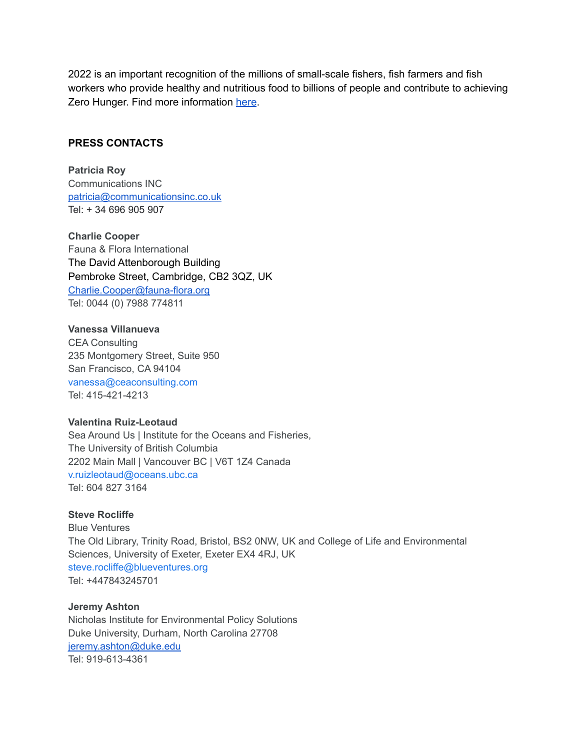2022 is an important recognition of the millions of small-scale fishers, fish farmers and fish workers who provide healthy and nutritious food to billions of people and contribute to achieving Zero Hunger. Find more information here.

**PRESS CONTACTS**

**Patricia Roy**
Communications INC
patricia@communicationsinc.co.uk
Tel: + 34 696 905 907

**Charlie Cooper**
Fauna & Flora International
The David Attenborough Building
Pembroke Street, Cambridge, CB2 3QZ, UK
Charlie.Cooper@fauna-flora.org
Tel: 0044 (0) 7988 774811

**Vanessa Villanueva**
CEA Consulting
235 Montgomery Street, Suite 950
San Francisco, CA 94104
vanessa@ceaconsulting.com
Tel: 415-421-4213

**Valentina Ruiz-Leotaud**
Sea Around Us | Institute for the Oceans and Fisheries,
The University of British Columbia
2202 Main Mall | Vancouver BC | V6T 1Z4 Canada
v.ruizleotaud@oceans.ubc.ca
Tel: 604 827 3164

**Steve Rocliffe**
Blue Ventures
The Old Library, Trinity Road, Bristol, BS2 0NW, UK and College of Life and Environmental Sciences, University of Exeter, Exeter EX4 4RJ, UK
steve.rocliffe@blueventures.org
Tel: +447843245701

**Jeremy Ashton**
Nicholas Institute for Environmental Policy Solutions
Duke University, Durham, North Carolina 27708
jeremy.ashton@duke.edu
Tel: 919-613-4361